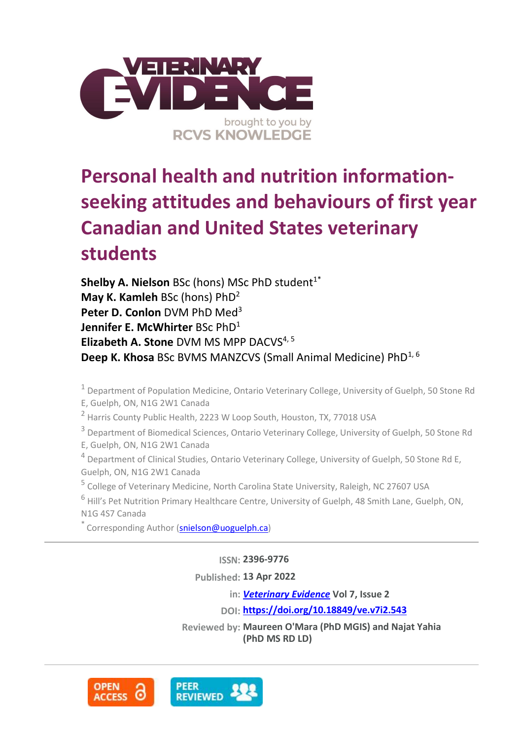# Personal health and nutrition information-seeking attitudes and behaviours of first year Canadian and United States veterinary students

**Shelby A. Nielson** BSc (hons) MSc PhD student[1*]
**May K. Kamleh** BSc (hons) PhD[2]
**Peter D. Conlon** DVM PhD Med[3]
**Jennifer E. McWhirter** BSc PhD[1]
**Elizabeth A. Stone** DVM MS MPP DACVS[4, 5]
**Deep K. Khosa** BSc BVMS MANZCVS (Small Animal Medicine) PhD[1, 6]

[1] Department of Population Medicine, Ontario Veterinary College, University of Guelph, 50 Stone Rd E, Guelph, ON, N1G 2W1 Canada

[2] Harris County Public Health, 2223 W Loop South, Houston, TX, 77018 USA

[3] Department of Biomedical Sciences, Ontario Veterinary College, University of Guelph, 50 Stone Rd E, Guelph, ON, N1G 2W1 Canada

[4] Department of Clinical Studies, Ontario Veterinary College, University of Guelph, 50 Stone Rd E, Guelph, ON, N1G 2W1 Canada

[5] College of Veterinary Medicine, North Carolina State University, Raleigh, NC 27607 USA

[6] Hill's Pet Nutrition Primary Healthcare Centre, University of Guelph, 48 Smith Lane, Guelph, ON, N1G 4S7 Canada

[*] Corresponding Author (snielson@uoguelph.ca)

**ISSN:** 2396-9776

**Published:** 13 Apr 2022

**in:** *Veterinary Evidence* Vol 7, Issue 2

**DOI:** https://doi.org/10.18849/ve.v7i2.543

**Reviewed by:** Maureen O'Mara (PhD MGIS) and Najat Yahia (PhD MS RD LD)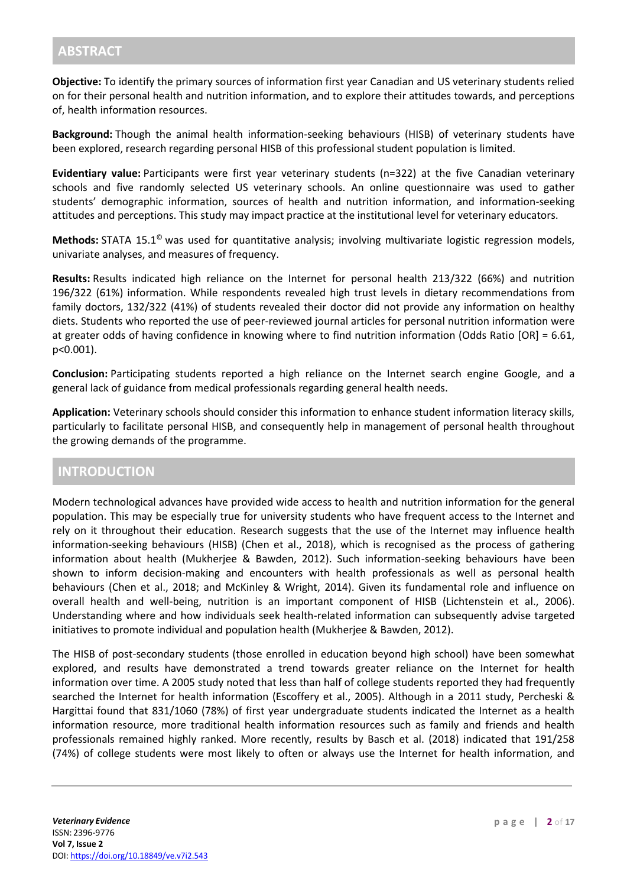## ABSTRACT

**Objective:** To identify the primary sources of information first year Canadian and US veterinary students relied on for their personal health and nutrition information, and to explore their attitudes towards, and perceptions of, health information resources.

**Background:** Though the animal health information-seeking behaviours (HISB) of veterinary students have been explored, research regarding personal HISB of this professional student population is limited.

**Evidentiary value:** Participants were first year veterinary students (n=322) at the five Canadian veterinary schools and five randomly selected US veterinary schools. An online questionnaire was used to gather students' demographic information, sources of health and nutrition information, and information-seeking attitudes and perceptions. This study may impact practice at the institutional level for veterinary educators.

**Methods:** STATA 15.1© was used for quantitative analysis; involving multivariate logistic regression models, univariate analyses, and measures of frequency.

**Results:** Results indicated high reliance on the Internet for personal health 213/322 (66%) and nutrition 196/322 (61%) information. While respondents revealed high trust levels in dietary recommendations from family doctors, 132/322 (41%) of students revealed their doctor did not provide any information on healthy diets. Students who reported the use of peer-reviewed journal articles for personal nutrition information were at greater odds of having confidence in knowing where to find nutrition information (Odds Ratio [OR] = 6.61, $p<0.001$).

**Conclusion:** Participating students reported a high reliance on the Internet search engine Google, and a general lack of guidance from medical professionals regarding general health needs.

**Application:** Veterinary schools should consider this information to enhance student information literacy skills, particularly to facilitate personal HISB, and consequently help in management of personal health throughout the growing demands of the programme.

## INTRODUCTION

Modern technological advances have provided wide access to health and nutrition information for the general population. This may be especially true for university students who have frequent access to the Internet and rely on it throughout their education. Research suggests that the use of the Internet may influence health information-seeking behaviours (HISB) (Chen et al., 2018), which is recognised as the process of gathering information about health (Mukherjee & Bawden, 2012). Such information-seeking behaviours have been shown to inform decision-making and encounters with health professionals as well as personal health behaviours (Chen et al., 2018; and McKinley & Wright, 2014). Given its fundamental role and influence on overall health and well-being, nutrition is an important component of HISB (Lichtenstein et al., 2006). Understanding where and how individuals seek health-related information can subsequently advise targeted initiatives to promote individual and population health (Mukherjee & Bawden, 2012).

The HISB of post-secondary students (those enrolled in education beyond high school) have been somewhat explored, and results have demonstrated a trend towards greater reliance on the Internet for health information over time. A 2005 study noted that less than half of college students reported they had frequently searched the Internet for health information (Escoffery et al., 2005). Although in a 2011 study, Percheski & Hargittai found that 831/1060 (78%) of first year undergraduate students indicated the Internet as a health information resource, more traditional health information resources such as family and friends and health professionals remained highly ranked. More recently, results by Basch et al. (2018) indicated that 191/258 (74%) of college students were most likely to often or always use the Internet for health information, and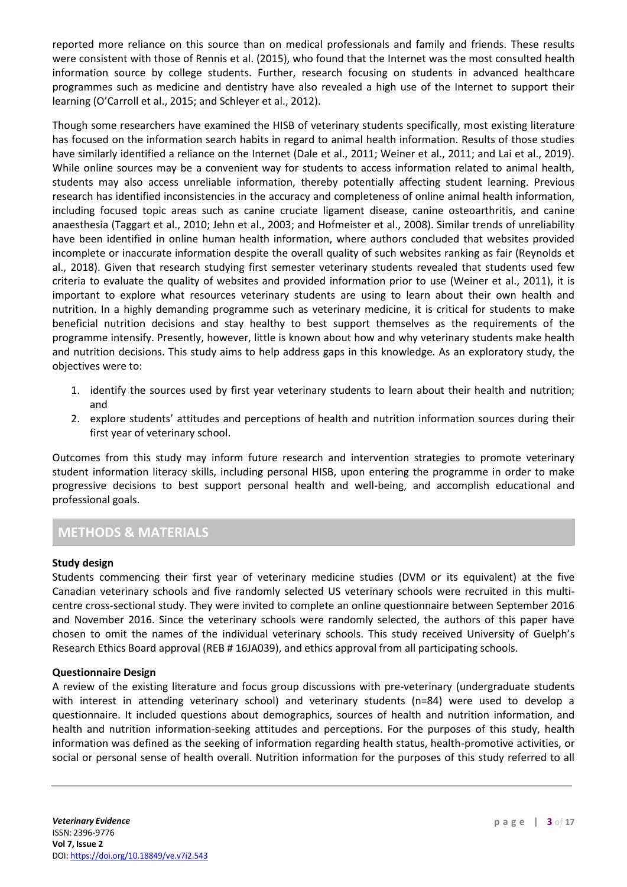reported more reliance on this source than on medical professionals and family and friends. These results were consistent with those of Rennis et al. (2015), who found that the Internet was the most consulted health information source by college students. Further, research focusing on students in advanced healthcare programmes such as medicine and dentistry have also revealed a high use of the Internet to support their learning (O'Carroll et al., 2015; and Schleyer et al., 2012).

Though some researchers have examined the HISB of veterinary students specifically, most existing literature has focused on the information search habits in regard to animal health information. Results of those studies have similarly identified a reliance on the Internet (Dale et al., 2011; Weiner et al., 2011; and Lai et al., 2019). While online sources may be a convenient way for students to access information related to animal health, students may also access unreliable information, thereby potentially affecting student learning. Previous research has identified inconsistencies in the accuracy and completeness of online animal health information, including focused topic areas such as canine cruciate ligament disease, canine osteoarthritis, and canine anaesthesia (Taggart et al., 2010; Jehn et al., 2003; and Hofmeister et al., 2008). Similar trends of unreliability have been identified in online human health information, where authors concluded that websites provided incomplete or inaccurate information despite the overall quality of such websites ranking as fair (Reynolds et al., 2018). Given that research studying first semester veterinary students revealed that students used few criteria to evaluate the quality of websites and provided information prior to use (Weiner et al., 2011), it is important to explore what resources veterinary students are using to learn about their own health and nutrition. In a highly demanding programme such as veterinary medicine, it is critical for students to make beneficial nutrition decisions and stay healthy to best support themselves as the requirements of the programme intensify. Presently, however, little is known about how and why veterinary students make health and nutrition decisions. This study aims to help address gaps in this knowledge. As an exploratory study, the objectives were to:

1. identify the sources used by first year veterinary students to learn about their health and nutrition; and
2. explore students' attitudes and perceptions of health and nutrition information sources during their first year of veterinary school.

Outcomes from this study may inform future research and intervention strategies to promote veterinary student information literacy skills, including personal HISB, upon entering the programme in order to make progressive decisions to best support personal health and well-being, and accomplish educational and professional goals.

## METHODS & MATERIALS

### Study design

Students commencing their first year of veterinary medicine studies (DVM or its equivalent) at the five Canadian veterinary schools and five randomly selected US veterinary schools were recruited in this multi-centre cross-sectional study. They were invited to complete an online questionnaire between September 2016 and November 2016. Since the veterinary schools were randomly selected, the authors of this paper have chosen to omit the names of the individual veterinary schools. This study received University of Guelph's Research Ethics Board approval (REB # 16JA039), and ethics approval from all participating schools.

### Questionnaire Design

A review of the existing literature and focus group discussions with pre-veterinary (undergraduate students with interest in attending veterinary school) and veterinary students (n=84) were used to develop a questionnaire. It included questions about demographics, sources of health and nutrition information, and health and nutrition information-seeking attitudes and perceptions. For the purposes of this study, health information was defined as the seeking of information regarding health status, health-promotive activities, or social or personal sense of health overall. Nutrition information for the purposes of this study referred to all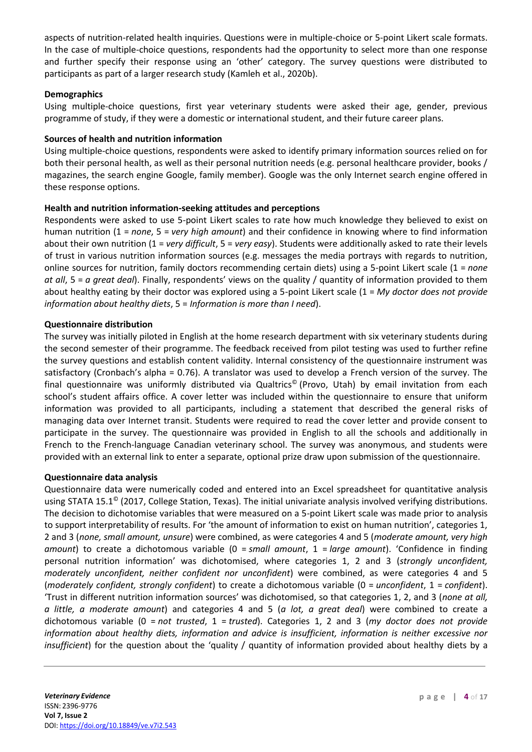aspects of nutrition-related health inquiries. Questions were in multiple-choice or 5-point Likert scale formats. In the case of multiple-choice questions, respondents had the opportunity to select more than one response and further specify their response using an 'other' category. The survey questions were distributed to participants as part of a larger research study (Kamleh et al., 2020b).

**Demographics**

Using multiple-choice questions, first year veterinary students were asked their age, gender, previous programme of study, if they were a domestic or international student, and their future career plans.

**Sources of health and nutrition information**

Using multiple-choice questions, respondents were asked to identify primary information sources relied on for both their personal health, as well as their personal nutrition needs (e.g. personal healthcare provider, books / magazines, the search engine Google, family member). Google was the only Internet search engine offered in these response options.

**Health and nutrition information-seeking attitudes and perceptions**

Respondents were asked to use 5-point Likert scales to rate how much knowledge they believed to exist on human nutrition (1 = *none*, 5 = *very high amount*) and their confidence in knowing where to find information about their own nutrition (1 = *very difficult*, 5 = *very easy*). Students were additionally asked to rate their levels of trust in various nutrition information sources (e.g. messages the media portrays with regards to nutrition, online sources for nutrition, family doctors recommending certain diets) using a 5-point Likert scale (1 = *none at all*, 5 = *a great deal*). Finally, respondents' views on the quality / quantity of information provided to them about healthy eating by their doctor was explored using a 5-point Likert scale (1 = *My doctor does not provide information about healthy diets*, 5 = *Information is more than I need*).

**Questionnaire distribution**

The survey was initially piloted in English at the home research department with six veterinary students during the second semester of their programme. The feedback received from pilot testing was used to further refine the survey questions and establish content validity. Internal consistency of the questionnaire instrument was satisfactory (Cronbach's alpha = 0.76). A translator was used to develop a French version of the survey. The final questionnaire was uniformly distributed via Qualtrics© (Provo, Utah) by email invitation from each school's student affairs office. A cover letter was included within the questionnaire to ensure that uniform information was provided to all participants, including a statement that described the general risks of managing data over Internet transit. Students were required to read the cover letter and provide consent to participate in the survey. The questionnaire was provided in English to all the schools and additionally in French to the French-language Canadian veterinary school. The survey was anonymous, and students were provided with an external link to enter a separate, optional prize draw upon submission of the questionnaire.

**Questionnaire data analysis**

Questionnaire data were numerically coded and entered into an Excel spreadsheet for quantitative analysis using STATA 15.1© (2017, College Station, Texas). The initial univariate analysis involved verifying distributions. The decision to dichotomise variables that were measured on a 5-point Likert scale was made prior to analysis to support interpretability of results. For 'the amount of information to exist on human nutrition', categories 1, 2 and 3 (*none, small amount, unsure*) were combined, as were categories 4 and 5 (*moderate amount, very high amount*) to create a dichotomous variable (0 = *small amount*, 1 = *large amount*). 'Confidence in finding personal nutrition information' was dichotomised, where categories 1, 2 and 3 (*strongly unconfident, moderately unconfident, neither confident nor unconfident*) were combined, as were categories 4 and 5 (*moderately confident, strongly confident*) to create a dichotomous variable (0 = *unconfident*, 1 = *confident*). 'Trust in different nutrition information sources' was dichotomised, so that categories 1, 2, and 3 (*none at all, a little, a moderate amount*) and categories 4 and 5 (*a lot, a great deal*) were combined to create a dichotomous variable (0 = *not trusted*, 1 = *trusted*). Categories 1, 2 and 3 (*my doctor does not provide information about healthy diets, information and advice is insufficient, information is neither excessive nor insufficient*) for the question about the 'quality / quantity of information provided about healthy diets by a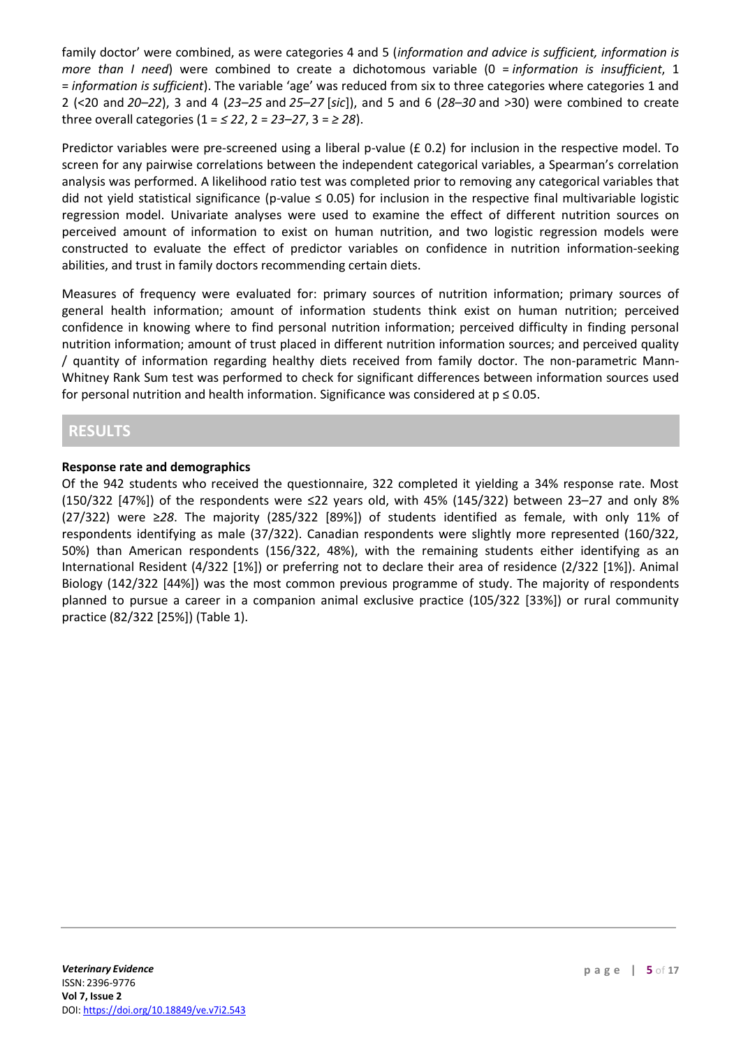family doctor' were combined, as were categories 4 and 5 (*information and advice is sufficient, information is more than I need*) were combined to create a dichotomous variable (0 = *information is insufficient*, 1 = *information is sufficient*). The variable 'age' was reduced from six to three categories where categories 1 and 2 (<20 and *20–22*), 3 and 4 (*23–25* and *25–27* [*sic*]), and 5 and 6 (*28–30* and >30) were combined to create three overall categories (1 = *≤ 22*, 2 = *23–27*, 3 = *≥ 28*).

Predictor variables were pre-screened using a liberal p-value (£ 0.2) for inclusion in the respective model. To screen for any pairwise correlations between the independent categorical variables, a Spearman's correlation analysis was performed. A likelihood ratio test was completed prior to removing any categorical variables that did not yield statistical significance (p-value ≤ 0.05) for inclusion in the respective final multivariable logistic regression model. Univariate analyses were used to examine the effect of different nutrition sources on perceived amount of information to exist on human nutrition, and two logistic regression models were constructed to evaluate the effect of predictor variables on confidence in nutrition information-seeking abilities, and trust in family doctors recommending certain diets.

Measures of frequency were evaluated for: primary sources of nutrition information; primary sources of general health information; amount of information students think exist on human nutrition; perceived confidence in knowing where to find personal nutrition information; perceived difficulty in finding personal nutrition information; amount of trust placed in different nutrition information sources; and perceived quality / quantity of information regarding healthy diets received from family doctor. The non-parametric Mann-Whitney Rank Sum test was performed to check for significant differences between information sources used for personal nutrition and health information. Significance was considered at $p \leq 0.05$.

## RESULTS

**Response rate and demographics**

Of the 942 students who received the questionnaire, 322 completed it yielding a 34% response rate. Most (150/322 [47%]) of the respondents were ≤22 years old, with 45% (145/322) between 23–27 and only 8% (27/322) were ≥*28*. The majority (285/322 [89%]) of students identified as female, with only 11% of respondents identifying as male (37/322). Canadian respondents were slightly more represented (160/322, 50%) than American respondents (156/322, 48%), with the remaining students either identifying as an International Resident (4/322 [1%]) or preferring not to declare their area of residence (2/322 [1%]). Animal Biology (142/322 [44%]) was the most common previous programme of study. The majority of respondents planned to pursue a career in a companion animal exclusive practice (105/322 [33%]) or rural community practice (82/322 [25%]) (Table 1).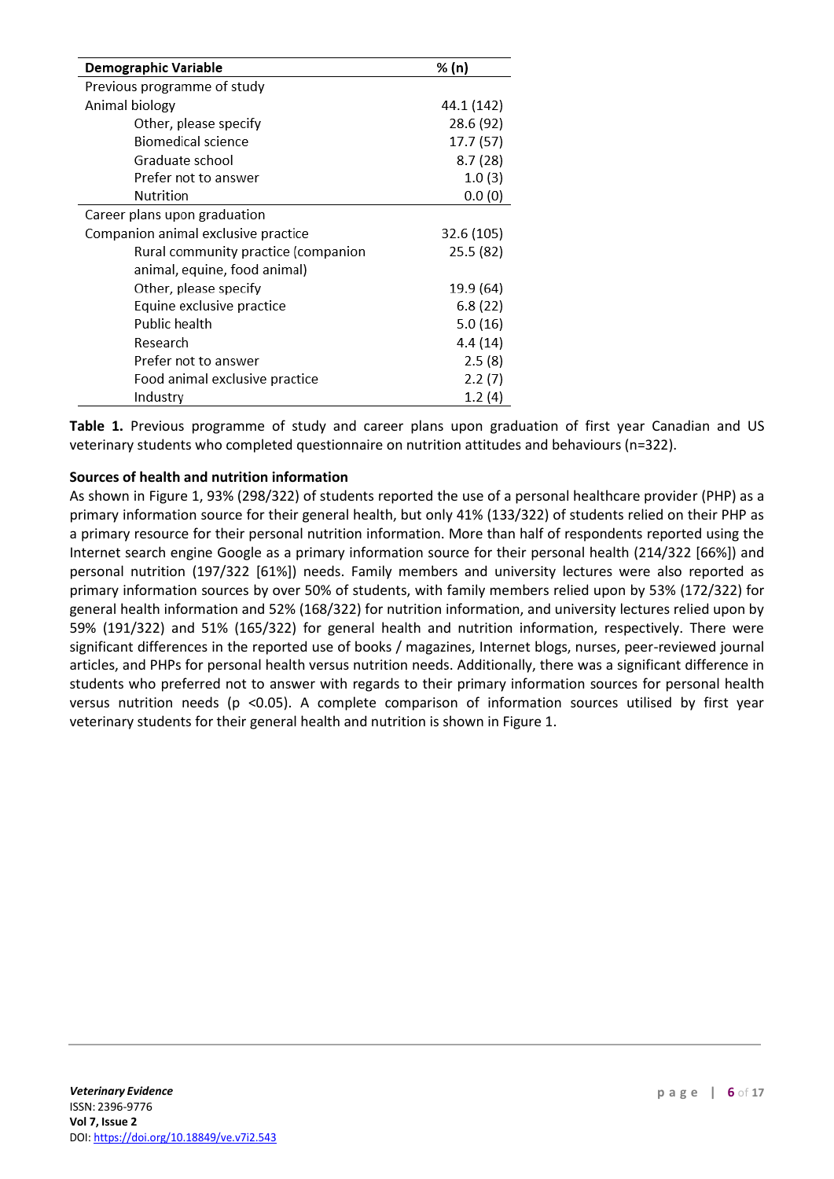| Demographic Variable | % (n) |
|---|---|
| Previous programme of study | |
| Animal biology | 44.1 (142) |
| Other, please specify | 28.6 (92) |
| Biomedical science | 17.7 (57) |
| Graduate school | 8.7 (28) |
| Prefer not to answer | 1.0 (3) |
| Nutrition | 0.0 (0) |
| Career plans upon graduation | |
| Companion animal exclusive practice | 32.6 (105) |
| Rural community practice (companion animal, equine, food animal) | 25.5 (82) |
| Other, please specify | 19.9 (64) |
| Equine exclusive practice | 6.8 (22) |
| Public health | 5.0 (16) |
| Research | 4.4 (14) |
| Prefer not to answer | 2.5 (8) |
| Food animal exclusive practice | 2.2 (7) |
| Industry | 1.2 (4) |

**Table 1.** Previous programme of study and career plans upon graduation of first year Canadian and US veterinary students who completed questionnaire on nutrition attitudes and behaviours (n=322).

**Sources of health and nutrition information**

As shown in Figure 1, 93% (298/322) of students reported the use of a personal healthcare provider (PHP) as a primary information source for their general health, but only 41% (133/322) of students relied on their PHP as a primary resource for their personal nutrition information. More than half of respondents reported using the Internet search engine Google as a primary information source for their personal health (214/322 [66%]) and personal nutrition (197/322 [61%]) needs. Family members and university lectures were also reported as primary information sources by over 50% of students, with family members relied upon by 53% (172/322) for general health information and 52% (168/322) for nutrition information, and university lectures relied upon by 59% (191/322) and 51% (165/322) for general health and nutrition information, respectively. There were significant differences in the reported use of books / magazines, Internet blogs, nurses, peer-reviewed journal articles, and PHPs for personal health versus nutrition needs. Additionally, there was a significant difference in students who preferred not to answer with regards to their primary information sources for personal health versus nutrition needs ($p < 0.05$). A complete comparison of information sources utilised by first year veterinary students for their general health and nutrition is shown in Figure 1.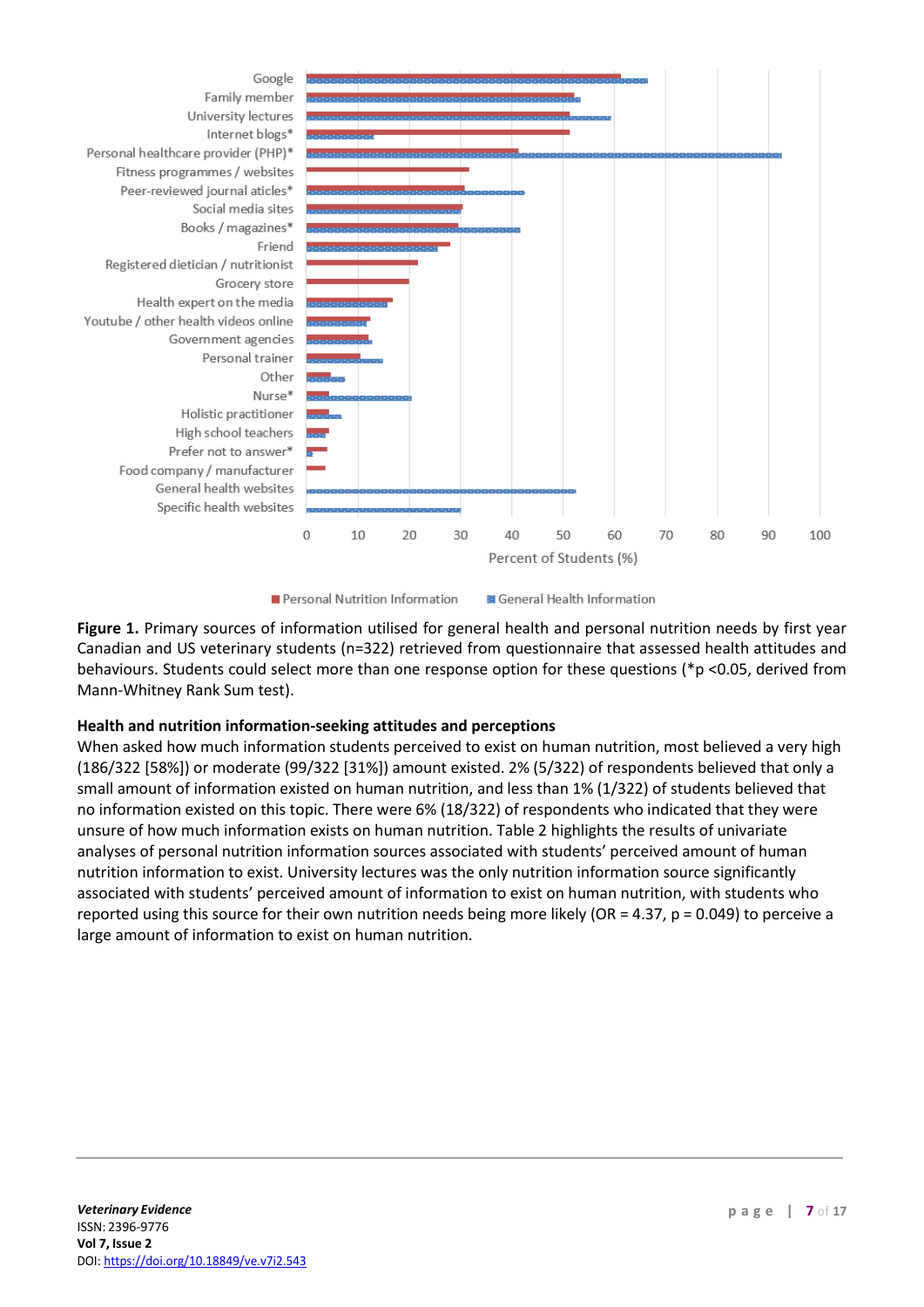**Figure 1.** Primary sources of information utilised for general health and personal nutrition needs by first year Canadian and US veterinary students (n=322) retrieved from questionnaire that assessed health attitudes and behaviours. Students could select more than one response option for these questions (*p <0.05, derived from Mann-Whitney Rank Sum test).

### Health and nutrition information-seeking attitudes and perceptions

When asked how much information students perceived to exist on human nutrition, most believed a very high (186/322 [58%]) or moderate (99/322 [31%]) amount existed. 2% (5/322) of respondents believed that only a small amount of information existed on human nutrition, and less than 1% (1/322) of students believed that no information existed on this topic. There were 6% (18/322) of respondents who indicated that they were unsure of how much information exists on human nutrition. Table 2 highlights the results of univariate analyses of personal nutrition information sources associated with students' perceived amount of human nutrition information to exist. University lectures was the only nutrition information source significantly associated with students' perceived amount of information to exist on human nutrition, with students who reported using this source for their own nutrition needs being more likely (OR = 4.37, p = 0.049) to perceive a large amount of information to exist on human nutrition.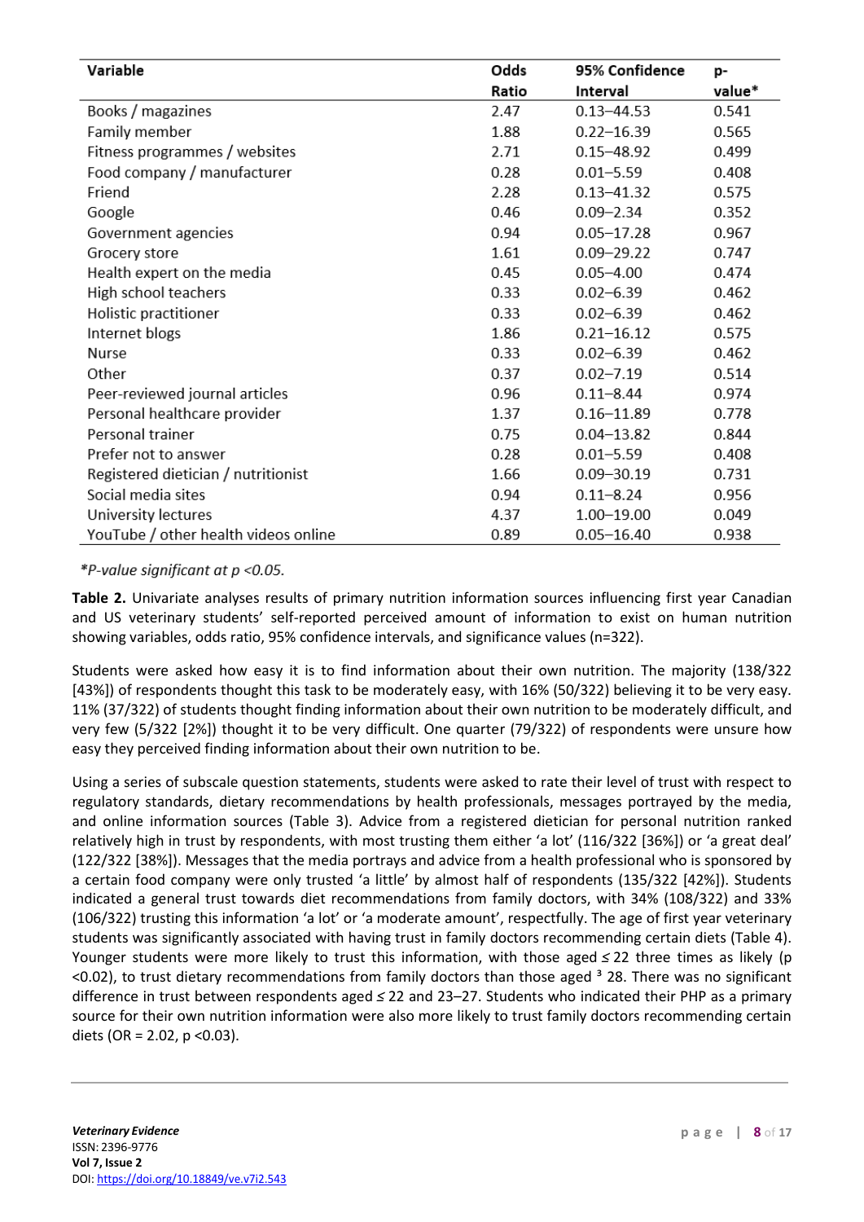| Variable | Odds Ratio | 95% Confidence Interval | p-value* |
|---|---|---|---|
| Books / magazines | 2.47 | 0.13–44.53 | 0.541 |
| Family member | 1.88 | 0.22–16.39 | 0.565 |
| Fitness programmes / websites | 2.71 | 0.15–48.92 | 0.499 |
| Food company / manufacturer | 0.28 | 0.01–5.59 | 0.408 |
| Friend | 2.28 | 0.13–41.32 | 0.575 |
| Google | 0.46 | 0.09–2.34 | 0.352 |
| Government agencies | 0.94 | 0.05–17.28 | 0.967 |
| Grocery store | 1.61 | 0.09–29.22 | 0.747 |
| Health expert on the media | 0.45 | 0.05–4.00 | 0.474 |
| High school teachers | 0.33 | 0.02–6.39 | 0.462 |
| Holistic practitioner | 0.33 | 0.02–6.39 | 0.462 |
| Internet blogs | 1.86 | 0.21–16.12 | 0.575 |
| Nurse | 0.33 | 0.02–6.39 | 0.462 |
| Other | 0.37 | 0.02–7.19 | 0.514 |
| Peer-reviewed journal articles | 0.96 | 0.11–8.44 | 0.974 |
| Personal healthcare provider | 1.37 | 0.16–11.89 | 0.778 |
| Personal trainer | 0.75 | 0.04–13.82 | 0.844 |
| Prefer not to answer | 0.28 | 0.01–5.59 | 0.408 |
| Registered dietician / nutritionist | 1.66 | 0.09–30.19 | 0.731 |
| Social media sites | 0.94 | 0.11–8.24 | 0.956 |
| University lectures | 4.37 | 1.00–19.00 | 0.049 |
| YouTube / other health videos online | 0.89 | 0.05–16.40 | 0.938 |

*\*P-value significant at $p < 0.05$.*

**Table 2.** Univariate analyses results of primary nutrition information sources influencing first year Canadian and US veterinary students' self-reported perceived amount of information to exist on human nutrition showing variables, odds ratio, 95% confidence intervals, and significance values (n=322).

Students were asked how easy it is to find information about their own nutrition. The majority (138/322 [43%]) of respondents thought this task to be moderately easy, with 16% (50/322) believing it to be very easy. 11% (37/322) of students thought finding information about their own nutrition to be moderately difficult, and very few (5/322 [2%]) thought it to be very difficult. One quarter (79/322) of respondents were unsure how easy they perceived finding information about their own nutrition to be.

Using a series of subscale question statements, students were asked to rate their level of trust with respect to regulatory standards, dietary recommendations by health professionals, messages portrayed by the media, and online information sources (Table 3). Advice from a registered dietician for personal nutrition ranked relatively high in trust by respondents, with most trusting them either 'a lot' (116/322 [36%]) or 'a great deal' (122/322 [38%]). Messages that the media portrays and advice from a health professional who is sponsored by a certain food company were only trusted 'a little' by almost half of respondents (135/322 [42%]). Students indicated a general trust towards diet recommendations from family doctors, with 34% (108/322) and 33% (106/322) trusting this information 'a lot' or 'a moderate amount', respectfully. The age of first year veterinary students was significantly associated with having trust in family doctors recommending certain diets (Table 4). Younger students were more likely to trust this information, with those aged ≤ 22 three times as likely ($p < 0.02$), to trust dietary recommendations from family doctors than those aged ≥ 28. There was no significant difference in trust between respondents aged ≤ 22 and 23–27. Students who indicated their PHP as a primary source for their own nutrition information were also more likely to trust family doctors recommending certain diets (OR = 2.02, $p < 0.03$).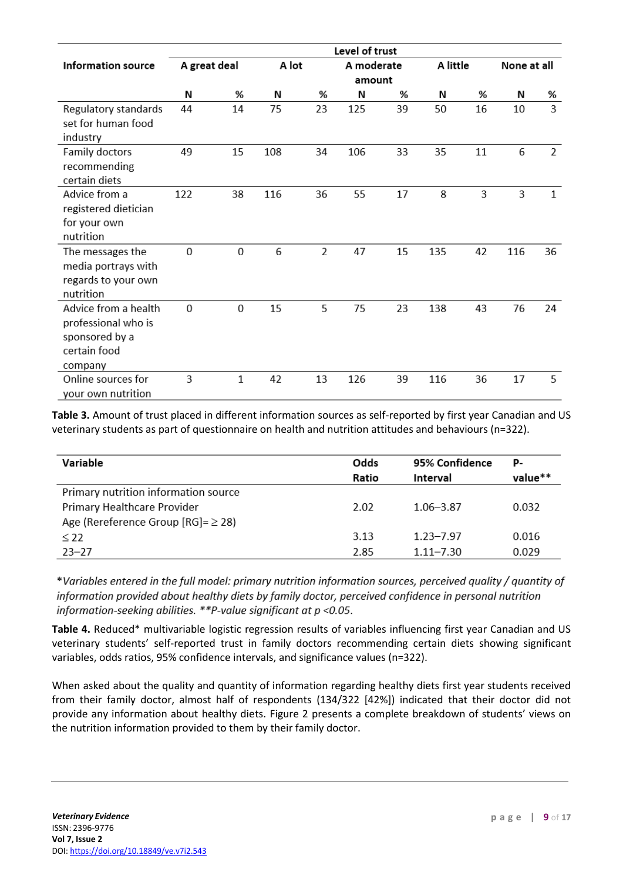| Information source | Level of trust | | | | | | | | | |
|---|---|---|---|---|---|---|---|---|---|---|
| | A great deal | | A lot | | A moderate amount | | A little | | None at all | |
| | N | % | N | % | N | % | N | % | N | % |
| Regulatory standards set for human food industry | 44 | 14 | 75 | 23 | 125 | 39 | 50 | 16 | 10 | 3 |
| Family doctors recommending certain diets | 49 | 15 | 108 | 34 | 106 | 33 | 35 | 11 | 6 | 2 |
| Advice from a registered dietician for your own nutrition | 122 | 38 | 116 | 36 | 55 | 17 | 8 | 3 | 3 | 1 |
| The messages the media portrays with regards to your own nutrition | 0 | 0 | 6 | 2 | 47 | 15 | 135 | 42 | 116 | 36 |
| Advice from a health professional who is sponsored by a certain food company | 0 | 0 | 15 | 5 | 75 | 23 | 138 | 43 | 76 | 24 |
| Online sources for your own nutrition | 3 | 1 | 42 | 13 | 126 | 39 | 116 | 36 | 17 | 5 |

**Table 3.** Amount of trust placed in different information sources as self-reported by first year Canadian and US veterinary students as part of questionnaire on health and nutrition attitudes and behaviours (n=322).

| Variable | Odds Ratio | 95% Confidence Interval | P-value** |
|---|---|---|---|
| Primary nutrition information source | | | |
| Primary Healthcare Provider | 2.02 | 1.06–3.87 | 0.032 |
| Age (Rereference Group [RG]= ≥ 28) | | | |
| ≤ 22 | 3.13 | 1.23–7.97 | 0.016 |
| 23–27 | 2.85 | 1.11–7.30 | 0.029 |

**Variables entered in the full model: primary nutrition information sources, perceived quality / quantity of information provided about healthy diets by family doctor, perceived confidence in personal nutrition information-seeking abilities. **P-value significant at $p < 0.05$.*

**Table 4.** Reduced* multivariable logistic regression results of variables influencing first year Canadian and US veterinary students' self-reported trust in family doctors recommending certain diets showing significant variables, odds ratios, 95% confidence intervals, and significance values (n=322).

When asked about the quality and quantity of information regarding healthy diets first year students received from their family doctor, almost half of respondents (134/322 [42%]) indicated that their doctor did not provide any information about healthy diets. Figure 2 presents a complete breakdown of students' views on the nutrition information provided to them by their family doctor.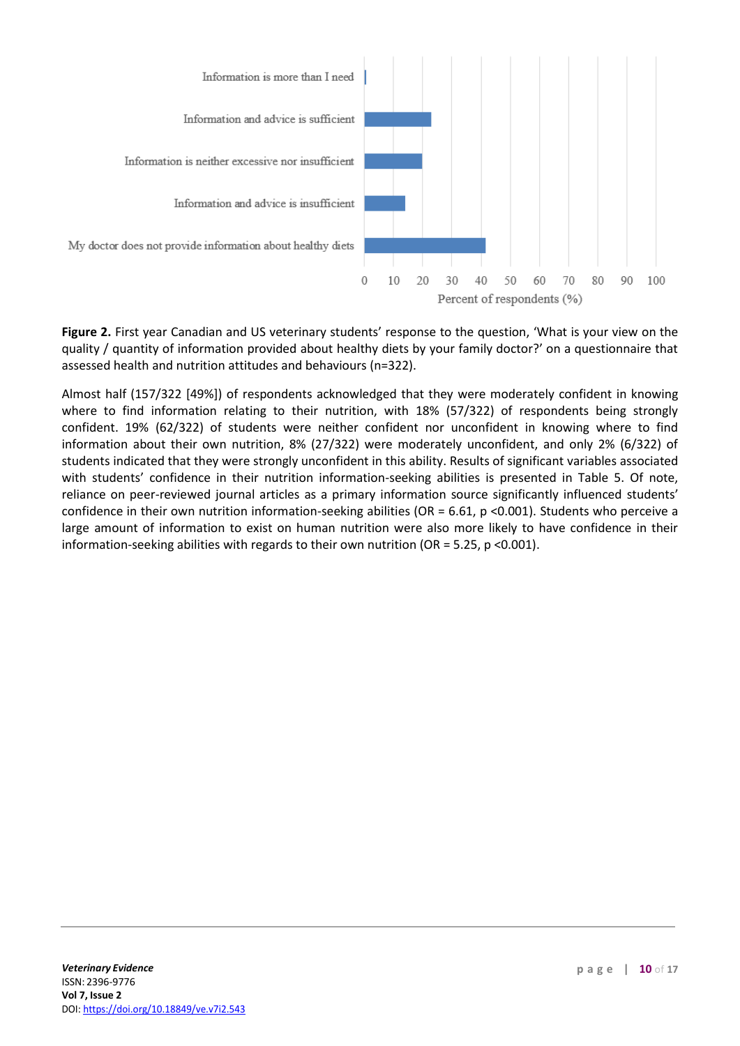**Figure 2.** First year Canadian and US veterinary students' response to the question, 'What is your view on the quality / quantity of information provided about healthy diets by your family doctor?' on a questionnaire that assessed health and nutrition attitudes and behaviours (n=322).

Almost half (157/322 [49%]) of respondents acknowledged that they were moderately confident in knowing where to find information relating to their nutrition, with 18% (57/322) of respondents being strongly confident. 19% (62/322) of students were neither confident nor unconfident in knowing where to find information about their own nutrition, 8% (27/322) were moderately unconfident, and only 2% (6/322) of students indicated that they were strongly unconfident in this ability. Results of significant variables associated with students' confidence in their nutrition information-seeking abilities is presented in Table 5. Of note, reliance on peer-reviewed journal articles as a primary information source significantly influenced students' confidence in their own nutrition information-seeking abilities (OR = 6.61, $p < 0.001$). Students who perceive a large amount of information to exist on human nutrition were also more likely to have confidence in their information-seeking abilities with regards to their own nutrition (OR = 5.25, $p < 0.001$).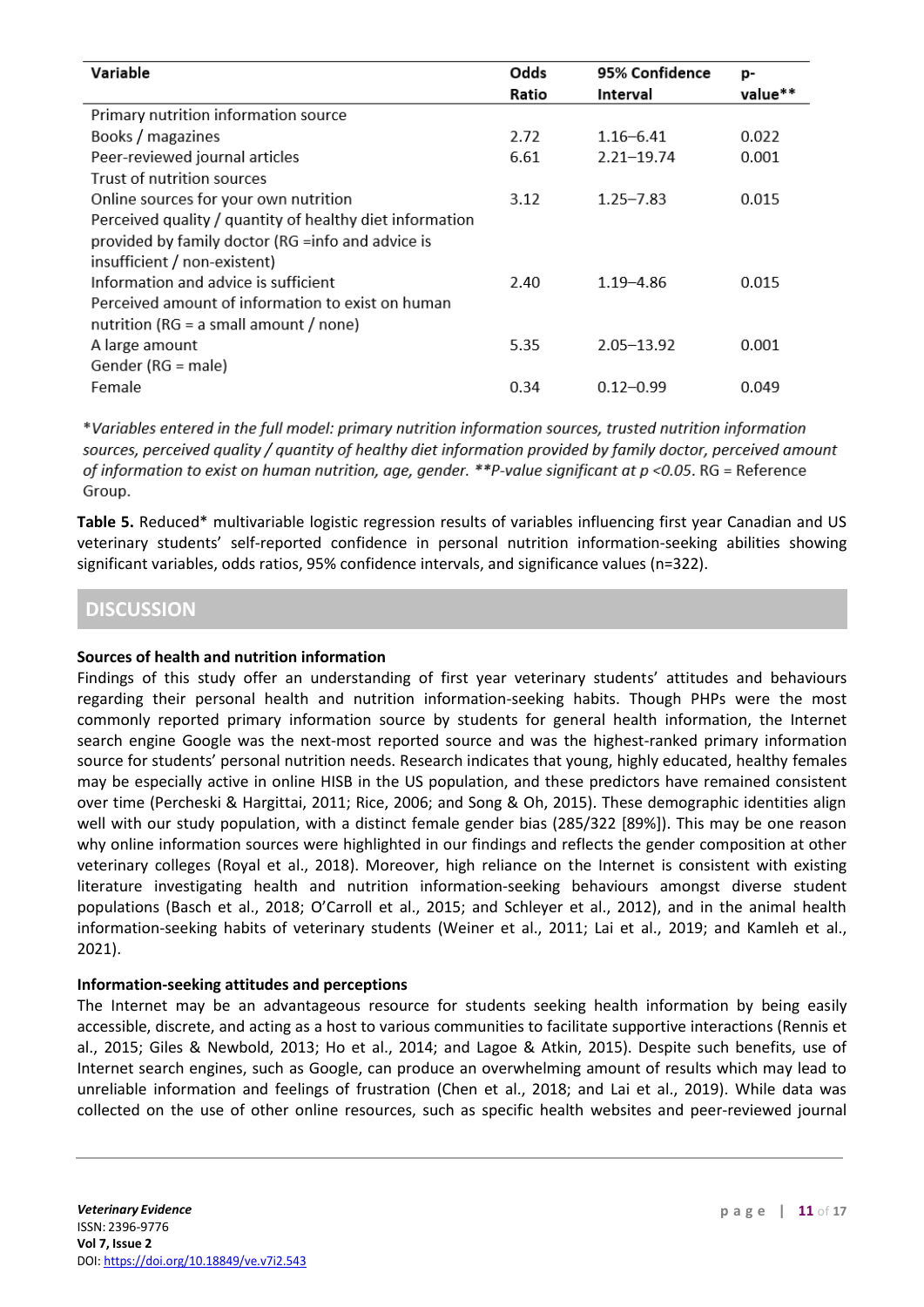| Variable | Odds Ratio | 95% Confidence Interval | p-value** |
|---|---|---|---|
| Primary nutrition information source | | | |
| Books / magazines | 2.72 | 1.16–6.41 | 0.022 |
| Peer-reviewed journal articles | 6.61 | 2.21–19.74 | 0.001 |
| Trust of nutrition sources | | | |
| Online sources for your own nutrition | 3.12 | 1.25–7.83 | 0.015 |
| Perceived quality / quantity of healthy diet information provided by family doctor (RG =info and advice is insufficient / non-existent) | | | |
| Information and advice is sufficient | 2.40 | 1.19–4.86 | 0.015 |
| Perceived amount of information to exist on human nutrition (RG = a small amount / none) | | | |
| A large amount | 5.35 | 2.05–13.92 | 0.001 |
| Gender (RG = male) | | | |
| Female | 0.34 | 0.12–0.99 | 0.049 |

**Variables entered in the full model: primary nutrition information sources, trusted nutrition information sources, perceived quality / quantity of healthy diet information provided by family doctor, perceived amount of information to exist on human nutrition, age, gender. **P-value significant at p <0.05.* RG = Reference Group.

**Table 5.** Reduced* multivariable logistic regression results of variables influencing first year Canadian and US veterinary students' self-reported confidence in personal nutrition information-seeking abilities showing significant variables, odds ratios, 95% confidence intervals, and significance values (n=322).

## DISCUSSION

### Sources of health and nutrition information

Findings of this study offer an understanding of first year veterinary students' attitudes and behaviours regarding their personal health and nutrition information-seeking habits. Though PHPs were the most commonly reported primary information source by students for general health information, the Internet search engine Google was the next-most reported source and was the highest-ranked primary information source for students' personal nutrition needs. Research indicates that young, highly educated, healthy females may be especially active in online HISB in the US population, and these predictors have remained consistent over time (Percheski & Hargittai, 2011; Rice, 2006; and Song & Oh, 2015). These demographic identities align well with our study population, with a distinct female gender bias (285/322 [89%]). This may be one reason why online information sources were highlighted in our findings and reflects the gender composition at other veterinary colleges (Royal et al., 2018). Moreover, high reliance on the Internet is consistent with existing literature investigating health and nutrition information-seeking behaviours amongst diverse student populations (Basch et al., 2018; O'Carroll et al., 2015; and Schleyer et al., 2012), and in the animal health information-seeking habits of veterinary students (Weiner et al., 2011; Lai et al., 2019; and Kamleh et al., 2021).

### Information-seeking attitudes and perceptions

The Internet may be an advantageous resource for students seeking health information by being easily accessible, discrete, and acting as a host to various communities to facilitate supportive interactions (Rennis et al., 2015; Giles & Newbold, 2013; Ho et al., 2014; and Lagoe & Atkin, 2015). Despite such benefits, use of Internet search engines, such as Google, can produce an overwhelming amount of results which may lead to unreliable information and feelings of frustration (Chen et al., 2018; and Lai et al., 2019). While data was collected on the use of other online resources, such as specific health websites and peer-reviewed journal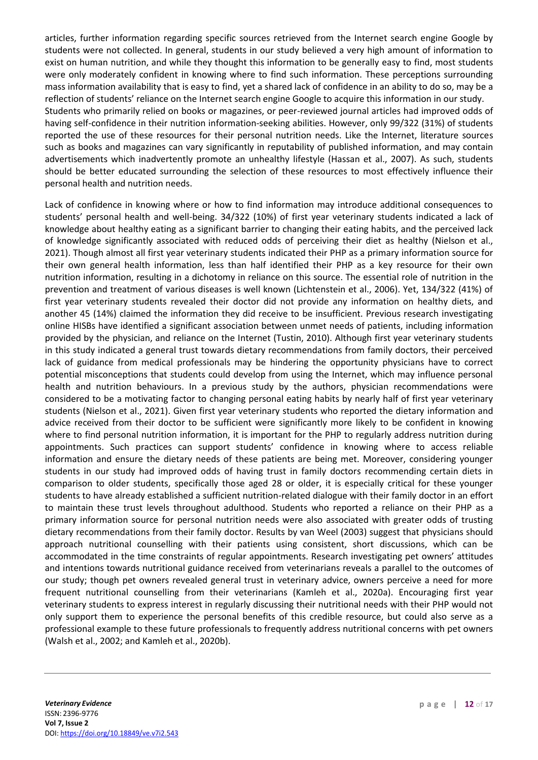articles, further information regarding specific sources retrieved from the Internet search engine Google by students were not collected. In general, students in our study believed a very high amount of information to exist on human nutrition, and while they thought this information to be generally easy to find, most students were only moderately confident in knowing where to find such information. These perceptions surrounding mass information availability that is easy to find, yet a shared lack of confidence in an ability to do so, may be a reflection of students' reliance on the Internet search engine Google to acquire this information in our study.
Students who primarily relied on books or magazines, or peer-reviewed journal articles had improved odds of having self-confidence in their nutrition information-seeking abilities. However, only 99/322 (31%) of students reported the use of these resources for their personal nutrition needs. Like the Internet, literature sources such as books and magazines can vary significantly in reputability of published information, and may contain advertisements which inadvertently promote an unhealthy lifestyle (Hassan et al., 2007). As such, students should be better educated surrounding the selection of these resources to most effectively influence their personal health and nutrition needs.

Lack of confidence in knowing where or how to find information may introduce additional consequences to students' personal health and well-being. 34/322 (10%) of first year veterinary students indicated a lack of knowledge about healthy eating as a significant barrier to changing their eating habits, and the perceived lack of knowledge significantly associated with reduced odds of perceiving their diet as healthy (Nielson et al., 2021). Though almost all first year veterinary students indicated their PHP as a primary information source for their own general health information, less than half identified their PHP as a key resource for their own nutrition information, resulting in a dichotomy in reliance on this source. The essential role of nutrition in the prevention and treatment of various diseases is well known (Lichtenstein et al., 2006). Yet, 134/322 (41%) of first year veterinary students revealed their doctor did not provide any information on healthy diets, and another 45 (14%) claimed the information they did receive to be insufficient. Previous research investigating online HISBs have identified a significant association between unmet needs of patients, including information provided by the physician, and reliance on the Internet (Tustin, 2010). Although first year veterinary students in this study indicated a general trust towards dietary recommendations from family doctors, their perceived lack of guidance from medical professionals may be hindering the opportunity physicians have to correct potential misconceptions that students could develop from using the Internet, which may influence personal health and nutrition behaviours. In a previous study by the authors, physician recommendations were considered to be a motivating factor to changing personal eating habits by nearly half of first year veterinary students (Nielson et al., 2021). Given first year veterinary students who reported the dietary information and advice received from their doctor to be sufficient were significantly more likely to be confident in knowing where to find personal nutrition information, it is important for the PHP to regularly address nutrition during appointments. Such practices can support students' confidence in knowing where to access reliable information and ensure the dietary needs of these patients are being met. Moreover, considering younger students in our study had improved odds of having trust in family doctors recommending certain diets in comparison to older students, specifically those aged 28 or older, it is especially critical for these younger students to have already established a sufficient nutrition-related dialogue with their family doctor in an effort to maintain these trust levels throughout adulthood. Students who reported a reliance on their PHP as a primary information source for personal nutrition needs were also associated with greater odds of trusting dietary recommendations from their family doctor. Results by van Weel (2003) suggest that physicians should approach nutritional counselling with their patients using consistent, short discussions, which can be accommodated in the time constraints of regular appointments. Research investigating pet owners' attitudes and intentions towards nutritional guidance received from veterinarians reveals a parallel to the outcomes of our study; though pet owners revealed general trust in veterinary advice, owners perceive a need for more frequent nutritional counselling from their veterinarians (Kamleh et al., 2020a). Encouraging first year veterinary students to express interest in regularly discussing their nutritional needs with their PHP would not only support them to experience the personal benefits of this credible resource, but could also serve as a professional example to these future professionals to frequently address nutritional concerns with pet owners (Walsh et al., 2002; and Kamleh et al., 2020b).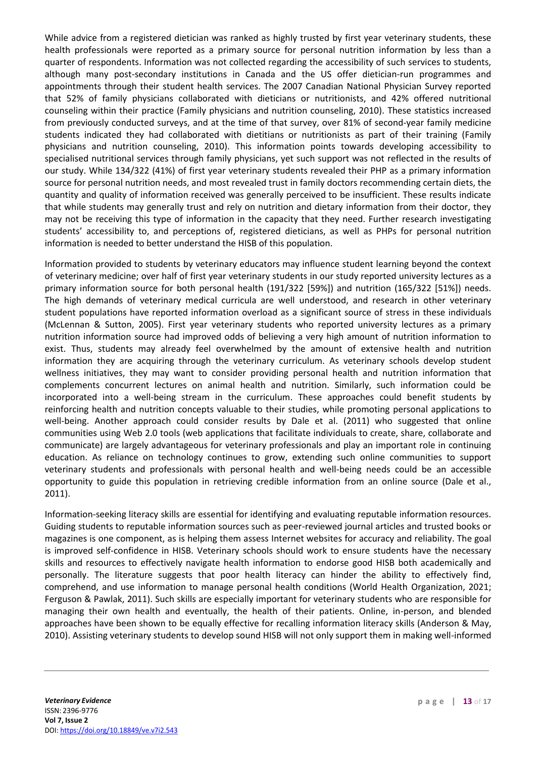While advice from a registered dietician was ranked as highly trusted by first year veterinary students, these health professionals were reported as a primary source for personal nutrition information by less than a quarter of respondents. Information was not collected regarding the accessibility of such services to students, although many post-secondary institutions in Canada and the US offer dietician-run programmes and appointments through their student health services. The 2007 Canadian National Physician Survey reported that 52% of family physicians collaborated with dieticians or nutritionists, and 42% offered nutritional counseling within their practice (Family physicians and nutrition counseling, 2010). These statistics increased from previously conducted surveys, and at the time of that survey, over 81% of second-year family medicine students indicated they had collaborated with dietitians or nutritionists as part of their training (Family physicians and nutrition counseling, 2010). This information points towards developing accessibility to specialised nutritional services through family physicians, yet such support was not reflected in the results of our study. While 134/322 (41%) of first year veterinary students revealed their PHP as a primary information source for personal nutrition needs, and most revealed trust in family doctors recommending certain diets, the quantity and quality of information received was generally perceived to be insufficient. These results indicate that while students may generally trust and rely on nutrition and dietary information from their doctor, they may not be receiving this type of information in the capacity that they need. Further research investigating students' accessibility to, and perceptions of, registered dieticians, as well as PHPs for personal nutrition information is needed to better understand the HISB of this population.

Information provided to students by veterinary educators may influence student learning beyond the context of veterinary medicine; over half of first year veterinary students in our study reported university lectures as a primary information source for both personal health (191/322 [59%]) and nutrition (165/322 [51%]) needs. The high demands of veterinary medical curricula are well understood, and research in other veterinary student populations have reported information overload as a significant source of stress in these individuals (McLennan & Sutton, 2005). First year veterinary students who reported university lectures as a primary nutrition information source had improved odds of believing a very high amount of nutrition information to exist. Thus, students may already feel overwhelmed by the amount of extensive health and nutrition information they are acquiring through the veterinary curriculum. As veterinary schools develop student wellness initiatives, they may want to consider providing personal health and nutrition information that complements concurrent lectures on animal health and nutrition. Similarly, such information could be incorporated into a well-being stream in the curriculum. These approaches could benefit students by reinforcing health and nutrition concepts valuable to their studies, while promoting personal applications to well-being. Another approach could consider results by Dale et al. (2011) who suggested that online communities using Web 2.0 tools (web applications that facilitate individuals to create, share, collaborate and communicate) are largely advantageous for veterinary professionals and play an important role in continuing education. As reliance on technology continues to grow, extending such online communities to support veterinary students and professionals with personal health and well-being needs could be an accessible opportunity to guide this population in retrieving credible information from an online source (Dale et al., 2011).

Information-seeking literacy skills are essential for identifying and evaluating reputable information resources. Guiding students to reputable information sources such as peer-reviewed journal articles and trusted books or magazines is one component, as is helping them assess Internet websites for accuracy and reliability. The goal is improved self-confidence in HISB. Veterinary schools should work to ensure students have the necessary skills and resources to effectively navigate health information to endorse good HISB both academically and personally. The literature suggests that poor health literacy can hinder the ability to effectively find, comprehend, and use information to manage personal health conditions (World Health Organization, 2021; Ferguson & Pawlak, 2011). Such skills are especially important for veterinary students who are responsible for managing their own health and eventually, the health of their patients. Online, in-person, and blended approaches have been shown to be equally effective for recalling information literacy skills (Anderson & May, 2010). Assisting veterinary students to develop sound HISB will not only support them in making well-informed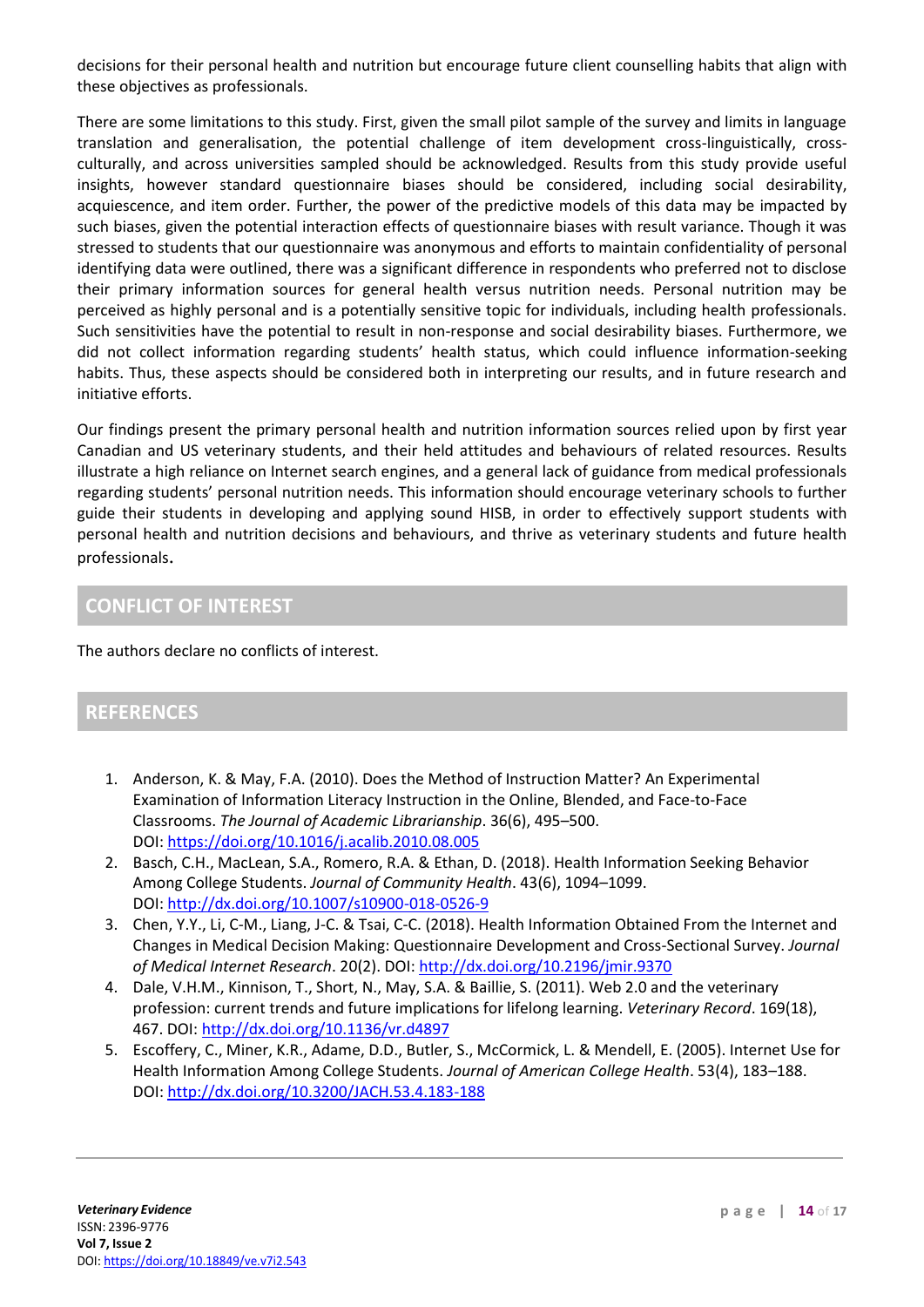decisions for their personal health and nutrition but encourage future client counselling habits that align with these objectives as professionals.

There are some limitations to this study. First, given the small pilot sample of the survey and limits in language translation and generalisation, the potential challenge of item development cross-linguistically, cross-culturally, and across universities sampled should be acknowledged. Results from this study provide useful insights, however standard questionnaire biases should be considered, including social desirability, acquiescence, and item order. Further, the power of the predictive models of this data may be impacted by such biases, given the potential interaction effects of questionnaire biases with result variance. Though it was stressed to students that our questionnaire was anonymous and efforts to maintain confidentiality of personal identifying data were outlined, there was a significant difference in respondents who preferred not to disclose their primary information sources for general health versus nutrition needs. Personal nutrition may be perceived as highly personal and is a potentially sensitive topic for individuals, including health professionals. Such sensitivities have the potential to result in non-response and social desirability biases. Furthermore, we did not collect information regarding students' health status, which could influence information-seeking habits. Thus, these aspects should be considered both in interpreting our results, and in future research and initiative efforts.

Our findings present the primary personal health and nutrition information sources relied upon by first year Canadian and US veterinary students, and their held attitudes and behaviours of related resources. Results illustrate a high reliance on Internet search engines, and a general lack of guidance from medical professionals regarding students' personal nutrition needs. This information should encourage veterinary schools to further guide their students in developing and applying sound HISB, in order to effectively support students with personal health and nutrition decisions and behaviours, and thrive as veterinary students and future health professionals.

## CONFLICT OF INTEREST

The authors declare no conflicts of interest.

## REFERENCES

1. Anderson, K. & May, F.A. (2010). Does the Method of Instruction Matter? An Experimental Examination of Information Literacy Instruction in the Online, Blended, and Face-to-Face Classrooms. *The Journal of Academic Librarianship*. 36(6), 495–500. DOI: https://doi.org/10.1016/j.acalib.2010.08.005
2. Basch, C.H., MacLean, S.A., Romero, R.A. & Ethan, D. (2018). Health Information Seeking Behavior Among College Students. *Journal of Community Health*. 43(6), 1094–1099. DOI: http://dx.doi.org/10.1007/s10900-018-0526-9
3. Chen, Y.Y., Li, C-M., Liang, J-C. & Tsai, C-C. (2018). Health Information Obtained From the Internet and Changes in Medical Decision Making: Questionnaire Development and Cross-Sectional Survey. *Journal of Medical Internet Research*. 20(2). DOI: http://dx.doi.org/10.2196/jmir.9370
4. Dale, V.H.M., Kinnison, T., Short, N., May, S.A. & Baillie, S. (2011). Web 2.0 and the veterinary profession: current trends and future implications for lifelong learning. *Veterinary Record*. 169(18), 467. DOI: http://dx.doi.org/10.1136/vr.d4897
5. Escoffery, C., Miner, K.R., Adame, D.D., Butler, S., McCormick, L. & Mendell, E. (2005). Internet Use for Health Information Among College Students. *Journal of American College Health*. 53(4), 183–188. DOI: http://dx.doi.org/10.3200/JACH.53.4.183-188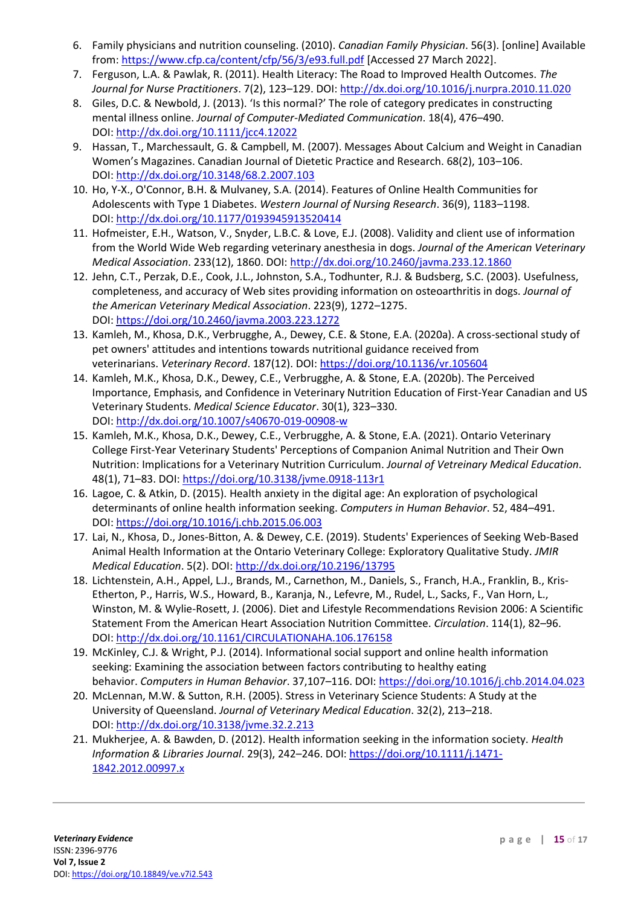6. Family physicians and nutrition counseling. (2010). *Canadian Family Physician*. 56(3). [online] Available from: https://www.cfp.ca/content/cfp/56/3/e93.full.pdf [Accessed 27 March 2022].
7. Ferguson, L.A. & Pawlak, R. (2011). Health Literacy: The Road to Improved Health Outcomes. *The Journal for Nurse Practitioners*. 7(2), 123–129. DOI: http://dx.doi.org/10.1016/j.nurpra.2010.11.020
8. Giles, D.C. & Newbold, J. (2013). 'Is this normal?' The role of category predicates in constructing mental illness online. *Journal of Computer-Mediated Communication*. 18(4), 476–490. DOI: http://dx.doi.org/10.1111/jcc4.12022
9. Hassan, T., Marchessault, G. & Campbell, M. (2007). Messages About Calcium and Weight in Canadian Women's Magazines. Canadian Journal of Dietetic Practice and Research. 68(2), 103–106. DOI: http://dx.doi.org/10.3148/68.2.2007.103
10. Ho, Y-X., O'Connor, B.H. & Mulvaney, S.A. (2014). Features of Online Health Communities for Adolescents with Type 1 Diabetes. *Western Journal of Nursing Research*. 36(9), 1183–1198. DOI: http://dx.doi.org/10.1177/0193945913520414
11. Hofmeister, E.H., Watson, V., Snyder, L.B.C. & Love, E.J. (2008). Validity and client use of information from the World Wide Web regarding veterinary anesthesia in dogs. *Journal of the American Veterinary Medical Association*. 233(12), 1860. DOI: http://dx.doi.org/10.2460/javma.233.12.1860
12. Jehn, C.T., Perzak, D.E., Cook, J.L., Johnston, S.A., Todhunter, R.J. & Budsberg, S.C. (2003). Usefulness, completeness, and accuracy of Web sites providing information on osteoarthritis in dogs. *Journal of the American Veterinary Medical Association*. 223(9), 1272–1275. DOI: https://doi.org/10.2460/javma.2003.223.1272
13. Kamleh, M., Khosa, D.K., Verbrugghe, A., Dewey, C.E. & Stone, E.A. (2020a). A cross-sectional study of pet owners' attitudes and intentions towards nutritional guidance received from veterinarians. *Veterinary Record*. 187(12). DOI: https://doi.org/10.1136/vr.105604
14. Kamleh, M.K., Khosa, D.K., Dewey, C.E., Verbrugghe, A. & Stone, E.A. (2020b). The Perceived Importance, Emphasis, and Confidence in Veterinary Nutrition Education of First-Year Canadian and US Veterinary Students. *Medical Science Educator*. 30(1), 323–330. DOI: http://dx.doi.org/10.1007/s40670-019-00908-w
15. Kamleh, M.K., Khosa, D.K., Dewey, C.E., Verbrugghe, A. & Stone, E.A. (2021). Ontario Veterinary College First-Year Veterinary Students' Perceptions of Companion Animal Nutrition and Their Own Nutrition: Implications for a Veterinary Nutrition Curriculum. *Journal of Vetreinary Medical Education*. 48(1), 71–83. DOI: https://doi.org/10.3138/jvme.0918-113r1
16. Lagoe, C. & Atkin, D. (2015). Health anxiety in the digital age: An exploration of psychological determinants of online health information seeking. *Computers in Human Behavior*. 52, 484–491. DOI: https://doi.org/10.1016/j.chb.2015.06.003
17. Lai, N., Khosa, D., Jones-Bitton, A. & Dewey, C.E. (2019). Students' Experiences of Seeking Web-Based Animal Health Information at the Ontario Veterinary College: Exploratory Qualitative Study. *JMIR Medical Education*. 5(2). DOI: http://dx.doi.org/10.2196/13795
18. Lichtenstein, A.H., Appel, L.J., Brands, M., Carnethon, M., Daniels, S., Franch, H.A., Franklin, B., Kris-Etherton, P., Harris, W.S., Howard, B., Karanja, N., Lefevre, M., Rudel, L., Sacks, F., Van Horn, L., Winston, M. & Wylie-Rosett, J. (2006). Diet and Lifestyle Recommendations Revision 2006: A Scientific Statement From the American Heart Association Nutrition Committee. *Circulation*. 114(1), 82–96. DOI: http://dx.doi.org/10.1161/CIRCULATIONAHA.106.176158
19. McKinley, C.J. & Wright, P.J. (2014). Informational social support and online health information seeking: Examining the association between factors contributing to healthy eating behavior. *Computers in Human Behavior*. 37,107–116. DOI: https://doi.org/10.1016/j.chb.2014.04.023
20. McLennan, M.W. & Sutton, R.H. (2005). Stress in Veterinary Science Students: A Study at the University of Queensland. *Journal of Veterinary Medical Education*. 32(2), 213–218. DOI: http://dx.doi.org/10.3138/jvme.32.2.213
21. Mukherjee, A. & Bawden, D. (2012). Health information seeking in the information society. *Health Information & Libraries Journal*. 29(3), 242–246. DOI: https://doi.org/10.1111/j.1471-1842.2012.00997.x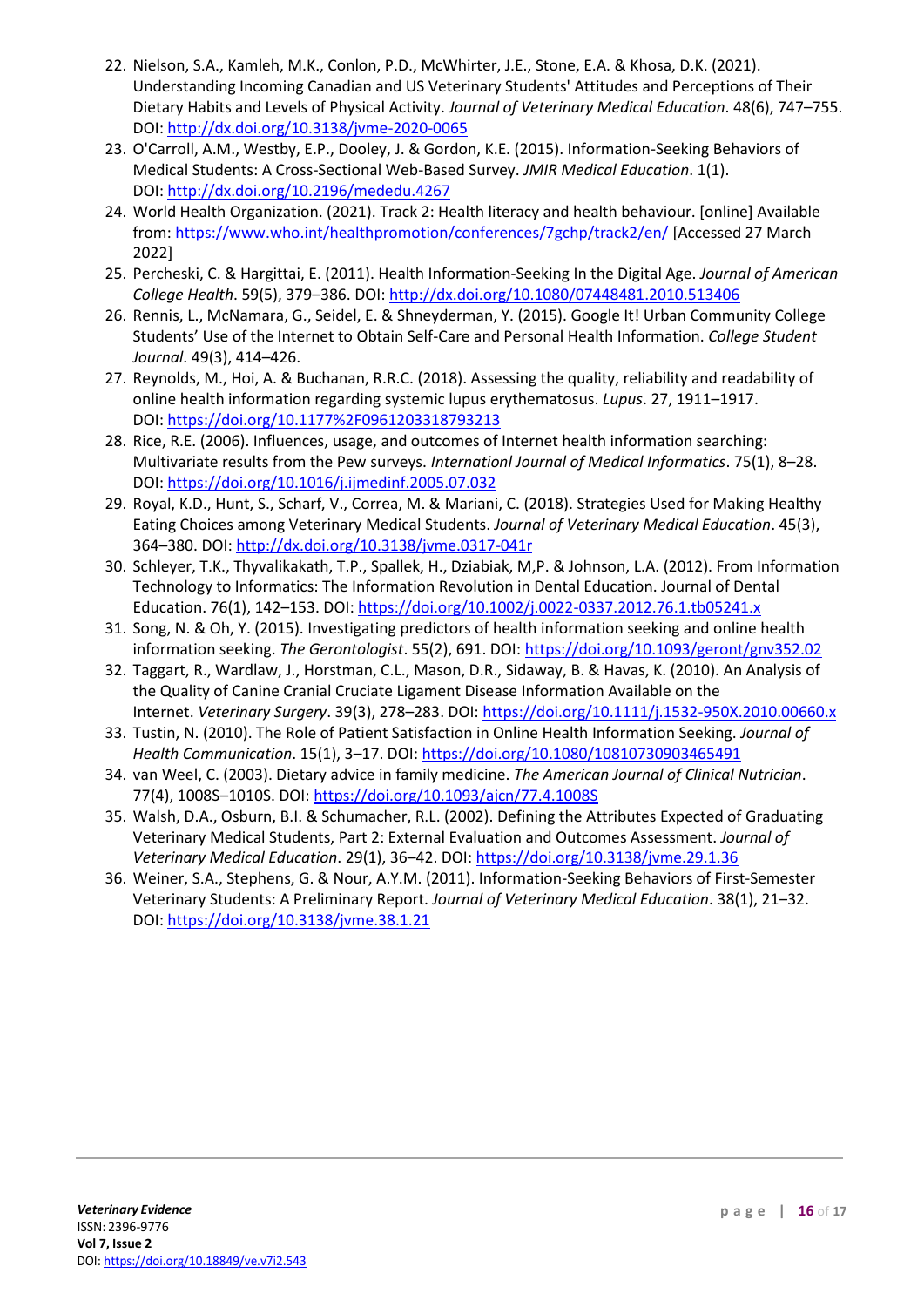22. Nielson, S.A., Kamleh, M.K., Conlon, P.D., McWhirter, J.E., Stone, E.A. & Khosa, D.K. (2021). Understanding Incoming Canadian and US Veterinary Students' Attitudes and Perceptions of Their Dietary Habits and Levels of Physical Activity. *Journal of Veterinary Medical Education*. 48(6), 747–755. DOI: http://dx.doi.org/10.3138/jvme-2020-0065
23. O'Carroll, A.M., Westby, E.P., Dooley, J. & Gordon, K.E. (2015). Information-Seeking Behaviors of Medical Students: A Cross-Sectional Web-Based Survey. *JMIR Medical Education*. 1(1). DOI: http://dx.doi.org/10.2196/mededu.4267
24. World Health Organization. (2021). Track 2: Health literacy and health behaviour. [online] Available from: https://www.who.int/healthpromotion/conferences/7gchp/track2/en/ [Accessed 27 March 2022]
25. Percheski, C. & Hargittai, E. (2011). Health Information-Seeking In the Digital Age. *Journal of American College Health*. 59(5), 379–386. DOI: http://dx.doi.org/10.1080/07448481.2010.513406
26. Rennis, L., McNamara, G., Seidel, E. & Shneyderman, Y. (2015). Google It! Urban Community College Students' Use of the Internet to Obtain Self-Care and Personal Health Information. *College Student Journal*. 49(3), 414–426.
27. Reynolds, M., Hoi, A. & Buchanan, R.R.C. (2018). Assessing the quality, reliability and readability of online health information regarding systemic lupus erythematosus. *Lupus*. 27, 1911–1917. DOI: https://doi.org/10.1177%2F0961203318793213
28. Rice, R.E. (2006). Influences, usage, and outcomes of Internet health information searching: Multivariate results from the Pew surveys. *Internationl Journal of Medical Informatics*. 75(1), 8–28. DOI: https://doi.org/10.1016/j.ijmedinf.2005.07.032
29. Royal, K.D., Hunt, S., Scharf, V., Correa, M. & Mariani, C. (2018). Strategies Used for Making Healthy Eating Choices among Veterinary Medical Students. *Journal of Veterinary Medical Education*. 45(3), 364–380. DOI: http://dx.doi.org/10.3138/jvme.0317-041r
30. Schleyer, T.K., Thyvalikakath, T.P., Spallek, H., Dziabiak, M,P. & Johnson, L.A. (2012). From Information Technology to Informatics: The Information Revolution in Dental Education. Journal of Dental Education. 76(1), 142–153. DOI: https://doi.org/10.1002/j.0022-0337.2012.76.1.tb05241.x
31. Song, N. & Oh, Y. (2015). Investigating predictors of health information seeking and online health information seeking. *The Gerontologist*. 55(2), 691. DOI: https://doi.org/10.1093/geront/gnv352.02
32. Taggart, R., Wardlaw, J., Horstman, C.L., Mason, D.R., Sidaway, B. & Havas, K. (2010). An Analysis of the Quality of Canine Cranial Cruciate Ligament Disease Information Available on the Internet. *Veterinary Surgery*. 39(3), 278–283. DOI: https://doi.org/10.1111/j.1532-950X.2010.00660.x
33. Tustin, N. (2010). The Role of Patient Satisfaction in Online Health Information Seeking. *Journal of Health Communication*. 15(1), 3–17. DOI: https://doi.org/10.1080/10810730903465491
34. van Weel, C. (2003). Dietary advice in family medicine. *The American Journal of Clinical Nutrician*. 77(4), 1008S–1010S. DOI: https://doi.org/10.1093/ajcn/77.4.1008S
35. Walsh, D.A., Osburn, B.I. & Schumacher, R.L. (2002). Defining the Attributes Expected of Graduating Veterinary Medical Students, Part 2: External Evaluation and Outcomes Assessment. *Journal of Veterinary Medical Education*. 29(1), 36–42. DOI: https://doi.org/10.3138/jvme.29.1.36
36. Weiner, S.A., Stephens, G. & Nour, A.Y.M. (2011). Information-Seeking Behaviors of First-Semester Veterinary Students: A Preliminary Report. *Journal of Veterinary Medical Education*. 38(1), 21–32. DOI: https://doi.org/10.3138/jvme.38.1.21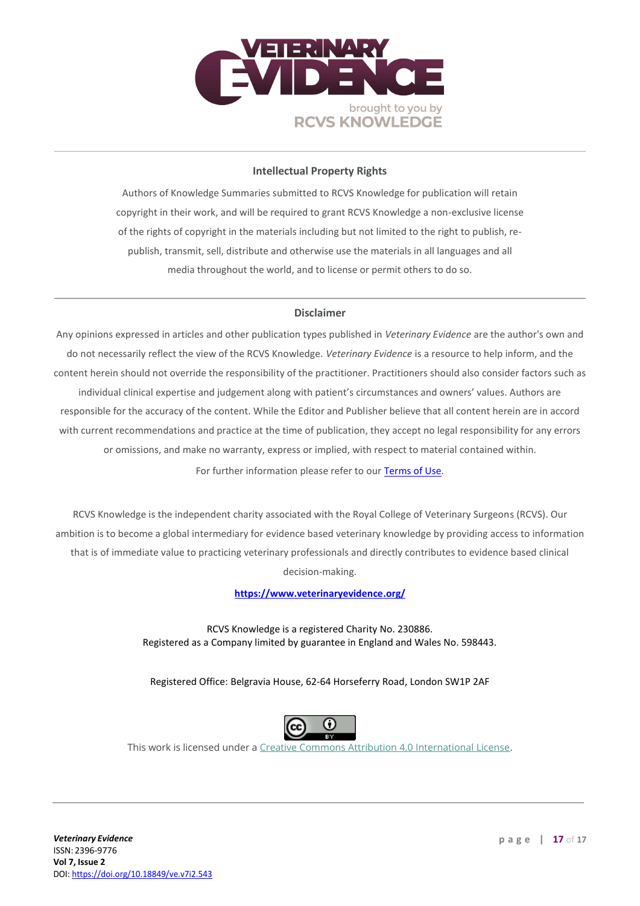## Intellectual Property Rights

Authors of Knowledge Summaries submitted to RCVS Knowledge for publication will retain copyright in their work, and will be required to grant RCVS Knowledge a non-exclusive license of the rights of copyright in the materials including but not limited to the right to publish, re-publish, transmit, sell, distribute and otherwise use the materials in all languages and all media throughout the world, and to license or permit others to do so.

## Disclaimer

Any opinions expressed in articles and other publication types published in *Veterinary Evidence* are the author's own and do not necessarily reflect the view of the RCVS Knowledge. *Veterinary Evidence* is a resource to help inform, and the content herein should not override the responsibility of the practitioner. Practitioners should also consider factors such as individual clinical expertise and judgement along with patient's circumstances and owners' values. Authors are responsible for the accuracy of the content. While the Editor and Publisher believe that all content herein are in accord with current recommendations and practice at the time of publication, they accept no legal responsibility for any errors or omissions, and make no warranty, express or implied, with respect to material contained within.

For further information please refer to our Terms of Use.

RCVS Knowledge is the independent charity associated with the Royal College of Veterinary Surgeons (RCVS). Our ambition is to become a global intermediary for evidence based veterinary knowledge by providing access to information that is of immediate value to practicing veterinary professionals and directly contributes to evidence based clinical decision-making.

**https://www.veterinaryevidence.org/**

RCVS Knowledge is a registered Charity No. 230886.
Registered as a Company limited by guarantee in England and Wales No. 598443.

Registered Office: Belgravia House, 62-64 Horseferry Road, London SW1P 2AF

This work is licensed under a Creative Commons Attribution 4.0 International License.